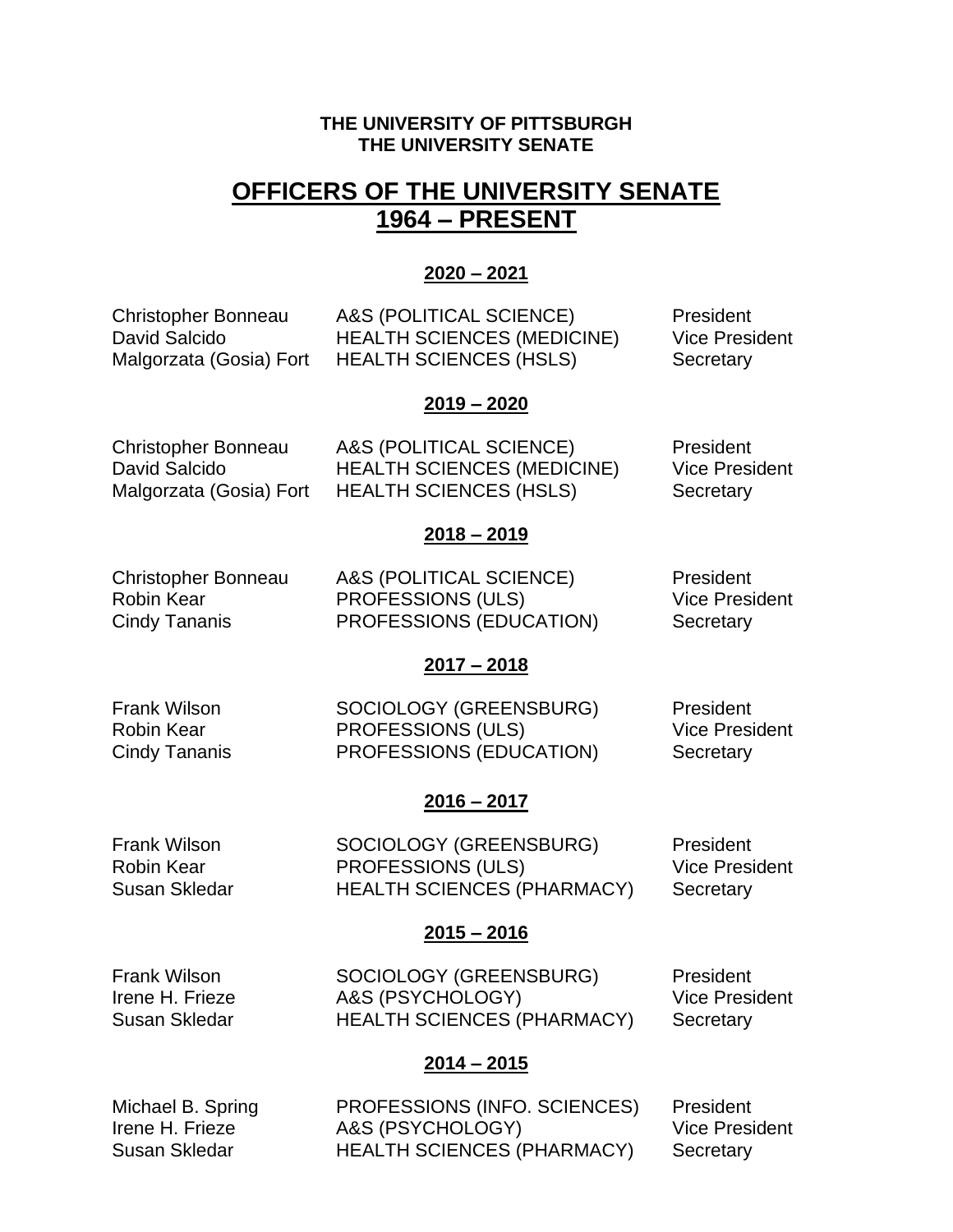**THE UNIVERSITY OF PITTSBURGH**
**THE UNIVERSITY SENATE**

# OFFICERS OF THE UNIVERSITY SENATE 1964 – PRESENT

## 2020 – 2021

| | | |
|---|---|---|
| Christopher Bonneau | A&S (POLITICAL SCIENCE) | President |
| David Salcido | HEALTH SCIENCES (MEDICINE) | Vice President |
| Malgorzata (Gosia) Fort | HEALTH SCIENCES (HSLS) | Secretary |

## 2019 – 2020

| | | |
|---|---|---|
| Christopher Bonneau | A&S (POLITICAL SCIENCE) | President |
| David Salcido | HEALTH SCIENCES (MEDICINE) | Vice President |
| Malgorzata (Gosia) Fort | HEALTH SCIENCES (HSLS) | Secretary |

## 2018 – 2019

| | | |
|---|---|---|
| Christopher Bonneau | A&S (POLITICAL SCIENCE) | President |
| Robin Kear | PROFESSIONS (ULS) | Vice President |
| Cindy Tananis | PROFESSIONS (EDUCATION) | Secretary |

## 2017 – 2018

| | | |
|---|---|---|
| Frank Wilson | SOCIOLOGY (GREENSBURG) | President |
| Robin Kear | PROFESSIONS (ULS) | Vice President |
| Cindy Tananis | PROFESSIONS (EDUCATION) | Secretary |

## 2016 – 2017

| | | |
|---|---|---|
| Frank Wilson | SOCIOLOGY (GREENSBURG) | President |
| Robin Kear | PROFESSIONS (ULS) | Vice President |
| Susan Skledar | HEALTH SCIENCES (PHARMACY) | Secretary |

## 2015 – 2016

| | | |
|---|---|---|
| Frank Wilson | SOCIOLOGY (GREENSBURG) | President |
| Irene H. Frieze | A&S (PSYCHOLOGY) | Vice President |
| Susan Skledar | HEALTH SCIENCES (PHARMACY) | Secretary |

## 2014 – 2015

| | | |
|---|---|---|
| Michael B. Spring | PROFESSIONS (INFO. SCIENCES) | President |
| Irene H. Frieze | A&S (PSYCHOLOGY) | Vice President |
| Susan Skledar | HEALTH SCIENCES (PHARMACY) | Secretary |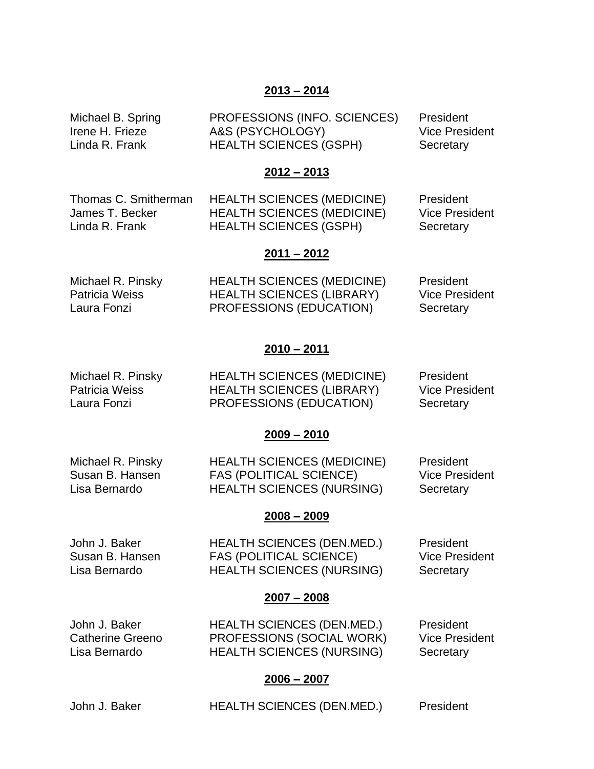**2013 – 2014**

| | | |
|---|---|---|
| Michael B. Spring | PROFESSIONS (INFO. SCIENCES) | President |
| Irene H. Frieze | A&S (PSYCHOLOGY) | Vice President |
| Linda R. Frank | HEALTH SCIENCES (GSPH) | Secretary |

**2012 – 2013**

| | | |
|---|---|---|
| Thomas C. Smitherman | HEALTH SCIENCES (MEDICINE) | President |
| James T. Becker | HEALTH SCIENCES (MEDICINE) | Vice President |
| Linda R. Frank | HEALTH SCIENCES (GSPH) | Secretary |

**2011 – 2012**

| | | |
|---|---|---|
| Michael R. Pinsky | HEALTH SCIENCES (MEDICINE) | President |
| Patricia Weiss | HEALTH SCIENCES (LIBRARY) | Vice President |
| Laura Fonzi | PROFESSIONS (EDUCATION) | Secretary |

**2010 – 2011**

| | | |
|---|---|---|
| Michael R. Pinsky | HEALTH SCIENCES (MEDICINE) | President |
| Patricia Weiss | HEALTH SCIENCES (LIBRARY) | Vice President |
| Laura Fonzi | PROFESSIONS (EDUCATION) | Secretary |

**2009 – 2010**

| | | |
|---|---|---|
| Michael R. Pinsky | HEALTH SCIENCES (MEDICINE) | President |
| Susan B. Hansen | FAS (POLITICAL SCIENCE) | Vice President |
| Lisa Bernardo | HEALTH SCIENCES (NURSING) | Secretary |

**2008 – 2009**

| | | |
|---|---|---|
| John J. Baker | HEALTH SCIENCES (DEN.MED.) | President |
| Susan B. Hansen | FAS (POLITICAL SCIENCE) | Vice President |
| Lisa Bernardo | HEALTH SCIENCES (NURSING) | Secretary |

**2007 – 2008**

| | | |
|---|---|---|
| John J. Baker | HEALTH SCIENCES (DEN.MED.) | President |
| Catherine Greeno | PROFESSIONS (SOCIAL WORK) | Vice President |
| Lisa Bernardo | HEALTH SCIENCES (NURSING) | Secretary |

**2006 – 2007**

| | | |
|---|---|---|
| John J. Baker | HEALTH SCIENCES (DEN.MED.) | President |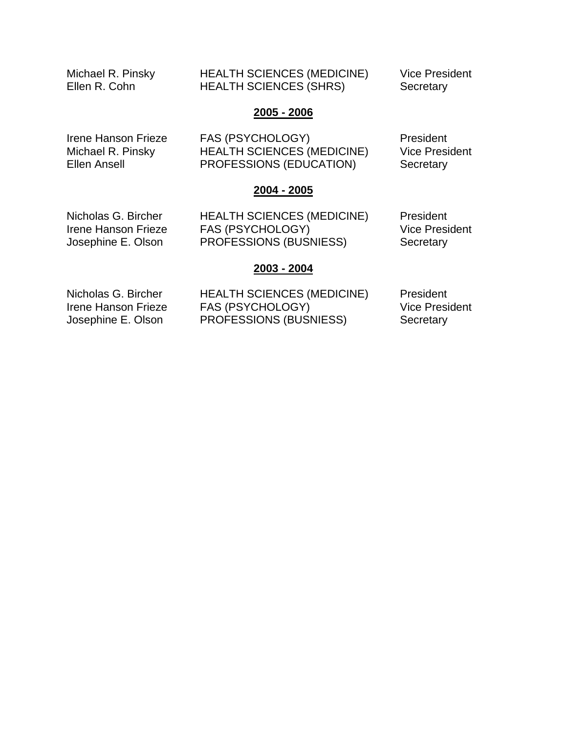| | | |
|---|---|---|
| Michael R. Pinsky | HEALTH SCIENCES (MEDICINE) | Vice President |
| Ellen R. Cohn | HEALTH SCIENCES (SHRS) | Secretary |

## **2005 - 2006**

| | | |
|---|---|---|
| Irene Hanson Frieze | FAS (PSYCHOLOGY) | President |
| Michael R. Pinsky | HEALTH SCIENCES (MEDICINE) | Vice President |
| Ellen Ansell | PROFESSIONS (EDUCATION) | Secretary |

## **2004 - 2005**

| | | |
|---|---|---|
| Nicholas G. Bircher | HEALTH SCIENCES (MEDICINE) | President |
| Irene Hanson Frieze | FAS (PSYCHOLOGY) | Vice President |
| Josephine E. Olson | PROFESSIONS (BUSNIESS) | Secretary |

## **2003 - 2004**

| | | |
|---|---|---|
| Nicholas G. Bircher | HEALTH SCIENCES (MEDICINE) | President |
| Irene Hanson Frieze | FAS (PSYCHOLOGY) | Vice President |
| Josephine E. Olson | PROFESSIONS (BUSNIESS) | Secretary |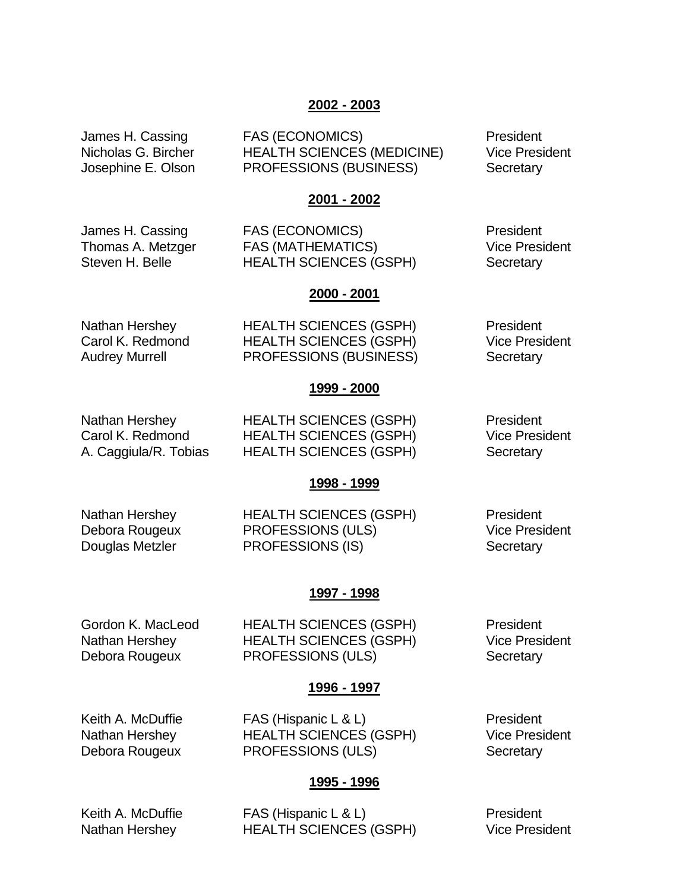**2002 - 2003**

| | | |
|---|---|---|
| James H. Cassing | FAS (ECONOMICS) | President |
| Nicholas G. Bircher | HEALTH SCIENCES (MEDICINE) | Vice President |
| Josephine E. Olson | PROFESSIONS (BUSINESS) | Secretary |

**2001 - 2002**

| | | |
|---|---|---|
| James H. Cassing | FAS (ECONOMICS) | President |
| Thomas A. Metzger | FAS (MATHEMATICS) | Vice President |
| Steven H. Belle | HEALTH SCIENCES (GSPH) | Secretary |

**2000 - 2001**

| | | |
|---|---|---|
| Nathan Hershey | HEALTH SCIENCES (GSPH) | President |
| Carol K. Redmond | HEALTH SCIENCES (GSPH) | Vice President |
| Audrey Murrell | PROFESSIONS (BUSINESS) | Secretary |

**1999 - 2000**

| | | |
|---|---|---|
| Nathan Hershey | HEALTH SCIENCES (GSPH) | President |
| Carol K. Redmond | HEALTH SCIENCES (GSPH) | Vice President |
| A. Caggiula/R. Tobias | HEALTH SCIENCES (GSPH) | Secretary |

**1998 - 1999**

| | | |
|---|---|---|
| Nathan Hershey | HEALTH SCIENCES (GSPH) | President |
| Debora Rougeux | PROFESSIONS (ULS) | Vice President |
| Douglas Metzler | PROFESSIONS (IS) | Secretary |

**1997 - 1998**

| | | |
|---|---|---|
| Gordon K. MacLeod | HEALTH SCIENCES (GSPH) | President |
| Nathan Hershey | HEALTH SCIENCES (GSPH) | Vice President |
| Debora Rougeux | PROFESSIONS (ULS) | Secretary |

**1996 - 1997**

| | | |
|---|---|---|
| Keith A. McDuffie | FAS (Hispanic L & L) | President |
| Nathan Hershey | HEALTH SCIENCES (GSPH) | Vice President |
| Debora Rougeux | PROFESSIONS (ULS) | Secretary |

**1995 - 1996**

| | | |
|---|---|---|
| Keith A. McDuffie | FAS (Hispanic L & L) | President |
| Nathan Hershey | HEALTH SCIENCES (GSPH) | Vice President |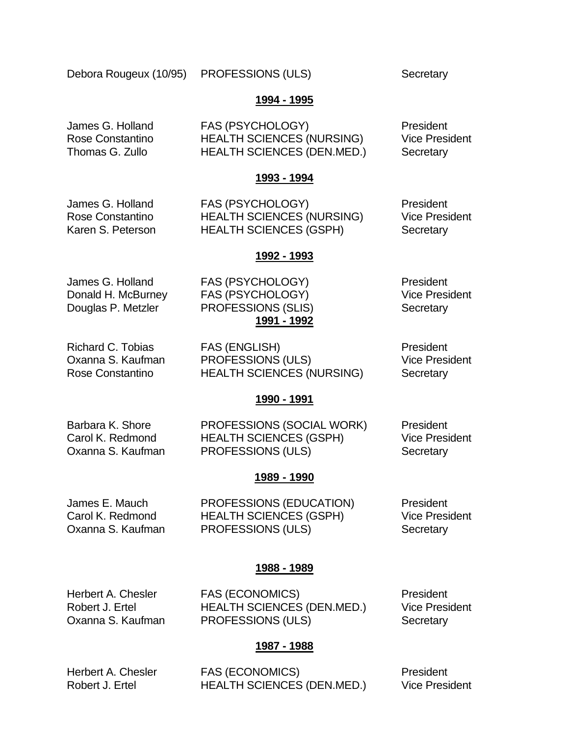| | | |
|---|---|---|
| Debora Rougeux (10/95) | PROFESSIONS (ULS) | Secretary |

**1994 - 1995**

| | | |
|---|---|---|
| James G. Holland | FAS (PSYCHOLOGY) | President |
| Rose Constantino | HEALTH SCIENCES (NURSING) | Vice President |
| Thomas G. Zullo | HEALTH SCIENCES (DEN.MED.) | Secretary |

**1993 - 1994**

| | | |
|---|---|---|
| James G. Holland | FAS (PSYCHOLOGY) | President |
| Rose Constantino | HEALTH SCIENCES (NURSING) | Vice President |
| Karen S. Peterson | HEALTH SCIENCES (GSPH) | Secretary |

**1992 - 1993**

| | | |
|---|---|---|
| James G. Holland | FAS (PSYCHOLOGY) | President |
| Donald H. McBurney | FAS (PSYCHOLOGY) | Vice President |
| Douglas P. Metzler | PROFESSIONS (SLIS) | Secretary |

**1991 - 1992**

| | | |
|---|---|---|
| Richard C. Tobias | FAS (ENGLISH) | President |
| Oxanna S. Kaufman | PROFESSIONS (ULS) | Vice President |
| Rose Constantino | HEALTH SCIENCES (NURSING) | Secretary |

**1990 - 1991**

| | | |
|---|---|---|
| Barbara K. Shore | PROFESSIONS (SOCIAL WORK) | President |
| Carol K. Redmond | HEALTH SCIENCES (GSPH) | Vice President |
| Oxanna S. Kaufman | PROFESSIONS (ULS) | Secretary |

**1989 - 1990**

| | | |
|---|---|---|
| James E. Mauch | PROFESSIONS (EDUCATION) | President |
| Carol K. Redmond | HEALTH SCIENCES (GSPH) | Vice President |
| Oxanna S. Kaufman | PROFESSIONS (ULS) | Secretary |

**1988 - 1989**

| | | |
|---|---|---|
| Herbert A. Chesler | FAS (ECONOMICS) | President |
| Robert J. Ertel | HEALTH SCIENCES (DEN.MED.) | Vice President |
| Oxanna S. Kaufman | PROFESSIONS (ULS) | Secretary |

**1987 - 1988**

| | | |
|---|---|---|
| Herbert A. Chesler | FAS (ECONOMICS) | President |
| Robert J. Ertel | HEALTH SCIENCES (DEN.MED.) | Vice President |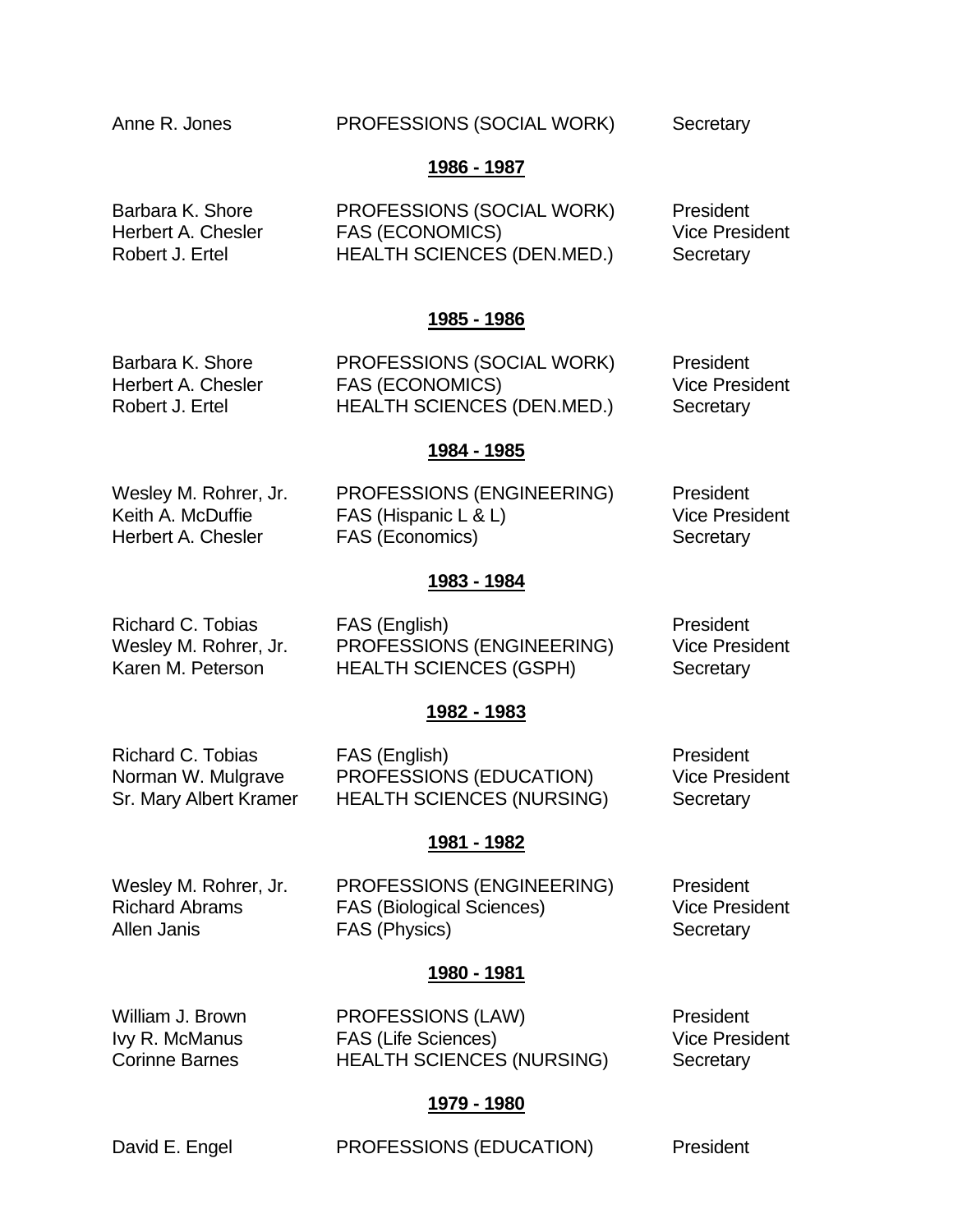| | | |
|---|---|---|
| Anne R. Jones | PROFESSIONS (SOCIAL WORK) | Secretary |

**1986 - 1987**

| | | |
|---|---|---|
| Barbara K. Shore | PROFESSIONS (SOCIAL WORK) | President |
| Herbert A. Chesler | FAS (ECONOMICS) | Vice President |
| Robert J. Ertel | HEALTH SCIENCES (DEN.MED.) | Secretary |

**1985 - 1986**

| | | |
|---|---|---|
| Barbara K. Shore | PROFESSIONS (SOCIAL WORK) | President |
| Herbert A. Chesler | FAS (ECONOMICS) | Vice President |
| Robert J. Ertel | HEALTH SCIENCES (DEN.MED.) | Secretary |

**1984 - 1985**

| | | |
|---|---|---|
| Wesley M. Rohrer, Jr. | PROFESSIONS (ENGINEERING) | President |
| Keith A. McDuffie | FAS (Hispanic L & L) | Vice President |
| Herbert A. Chesler | FAS (Economics) | Secretary |

**1983 - 1984**

| | | |
|---|---|---|
| Richard C. Tobias | FAS (English) | President |
| Wesley M. Rohrer, Jr. | PROFESSIONS (ENGINEERING) | Vice President |
| Karen M. Peterson | HEALTH SCIENCES (GSPH) | Secretary |

**1982 - 1983**

| | | |
|---|---|---|
| Richard C. Tobias | FAS (English) | President |
| Norman W. Mulgrave | PROFESSIONS (EDUCATION) | Vice President |
| Sr. Mary Albert Kramer | HEALTH SCIENCES (NURSING) | Secretary |

**1981 - 1982**

| | | |
|---|---|---|
| Wesley M. Rohrer, Jr. | PROFESSIONS (ENGINEERING) | President |
| Richard Abrams | FAS (Biological Sciences) | Vice President |
| Allen Janis | FAS (Physics) | Secretary |

**1980 - 1981**

| | | |
|---|---|---|
| William J. Brown | PROFESSIONS (LAW) | President |
| Ivy R. McManus | FAS (Life Sciences) | Vice President |
| Corinne Barnes | HEALTH SCIENCES (NURSING) | Secretary |

**1979 - 1980**

| | | |
|---|---|---|
| David E. Engel | PROFESSIONS (EDUCATION) | President |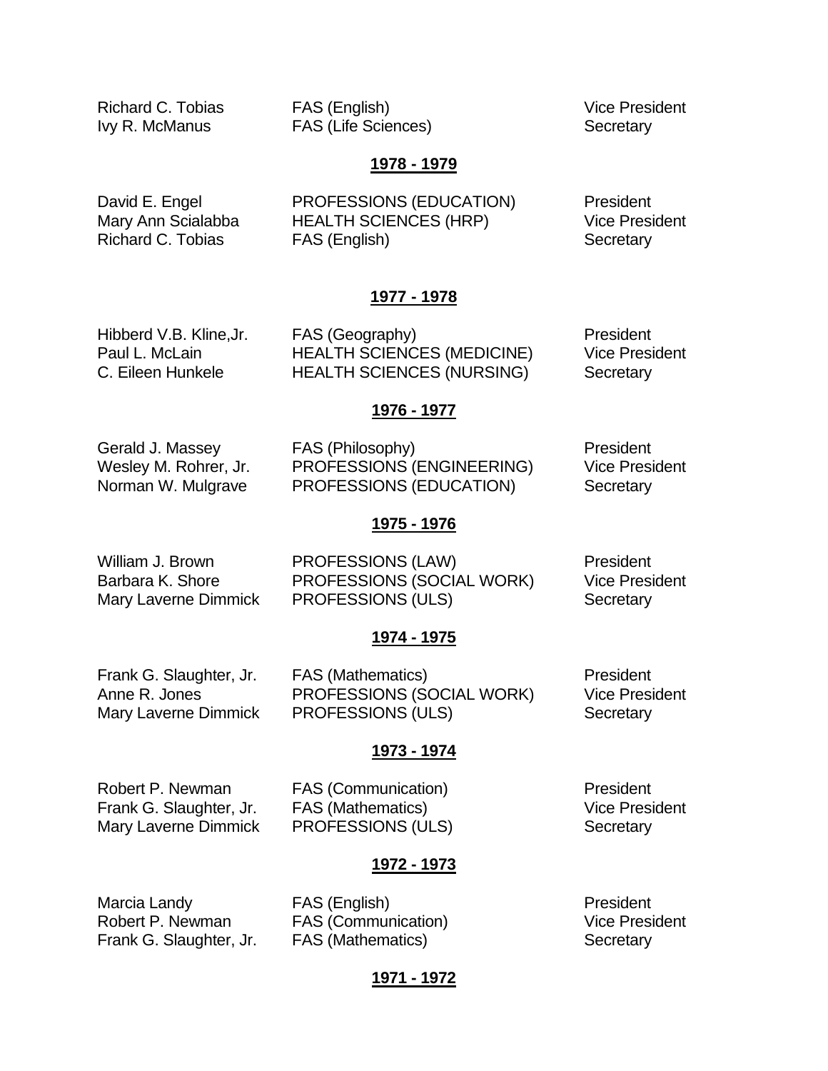| | | |
|---|---|---|
| Richard C. Tobias | FAS (English) | Vice President |
| Ivy R. McManus | FAS (Life Sciences) | Secretary |

**1978 - 1979**

| | | |
|---|---|---|
| David E. Engel | PROFESSIONS (EDUCATION) | President |
| Mary Ann Scialabba | HEALTH SCIENCES (HRP) | Vice President |
| Richard C. Tobias | FAS (English) | Secretary |

**1977 - 1978**

| | | |
|---|---|---|
| Hibberd V.B. Kline,Jr. | FAS (Geography) | President |
| Paul L. McLain | HEALTH SCIENCES (MEDICINE) | Vice President |
| C. Eileen Hunkele | HEALTH SCIENCES (NURSING) | Secretary |

**1976 - 1977**

| | | |
|---|---|---|
| Gerald J. Massey | FAS (Philosophy) | President |
| Wesley M. Rohrer, Jr. | PROFESSIONS (ENGINEERING) | Vice President |
| Norman W. Mulgrave | PROFESSIONS (EDUCATION) | Secretary |

**1975 - 1976**

| | | |
|---|---|---|
| William J. Brown | PROFESSIONS (LAW) | President |
| Barbara K. Shore | PROFESSIONS (SOCIAL WORK) | Vice President |
| Mary Laverne Dimmick | PROFESSIONS (ULS) | Secretary |

**1974 - 1975**

| | | |
|---|---|---|
| Frank G. Slaughter, Jr. | FAS (Mathematics) | President |
| Anne R. Jones | PROFESSIONS (SOCIAL WORK) | Vice President |
| Mary Laverne Dimmick | PROFESSIONS (ULS) | Secretary |

**1973 - 1974**

| | | |
|---|---|---|
| Robert P. Newman | FAS (Communication) | President |
| Frank G. Slaughter, Jr. | FAS (Mathematics) | Vice President |
| Mary Laverne Dimmick | PROFESSIONS (ULS) | Secretary |

**1972 - 1973**

| | | |
|---|---|---|
| Marcia Landy | FAS (English) | President |
| Robert P. Newman | FAS (Communication) | Vice President |
| Frank G. Slaughter, Jr. | FAS (Mathematics) | Secretary |

**1971 - 1972**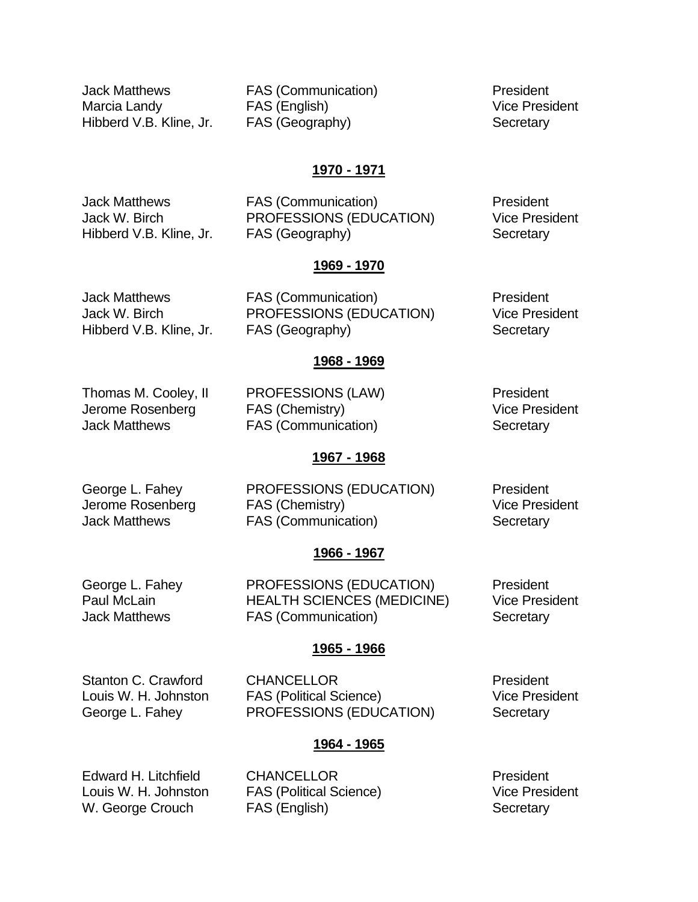| | | |
|---|---|---|
| Jack Matthews | FAS (Communication) | President |
| Marcia Landy | FAS (English) | Vice President |
| Hibberd V.B. Kline, Jr. | FAS (Geography) | Secretary |

**1970 - 1971**

| | | |
|---|---|---|
| Jack Matthews | FAS (Communication) | President |
| Jack W. Birch | PROFESSIONS (EDUCATION) | Vice President |
| Hibberd V.B. Kline, Jr. | FAS (Geography) | Secretary |

**1969 - 1970**

| | | |
|---|---|---|
| Jack Matthews | FAS (Communication) | President |
| Jack W. Birch | PROFESSIONS (EDUCATION) | Vice President |
| Hibberd V.B. Kline, Jr. | FAS (Geography) | Secretary |

**1968 - 1969**

| | | |
|---|---|---|
| Thomas M. Cooley, II | PROFESSIONS (LAW) | President |
| Jerome Rosenberg | FAS (Chemistry) | Vice President |
| Jack Matthews | FAS (Communication) | Secretary |

**1967 - 1968**

| | | |
|---|---|---|
| George L. Fahey | PROFESSIONS (EDUCATION) | President |
| Jerome Rosenberg | FAS (Chemistry) | Vice President |
| Jack Matthews | FAS (Communication) | Secretary |

**1966 - 1967**

| | | |
|---|---|---|
| George L. Fahey | PROFESSIONS (EDUCATION) | President |
| Paul McLain | HEALTH SCIENCES (MEDICINE) | Vice President |
| Jack Matthews | FAS (Communication) | Secretary |

**1965 - 1966**

| | | |
|---|---|---|
| Stanton C. Crawford | CHANCELLOR | President |
| Louis W. H. Johnston | FAS (Political Science) | Vice President |
| George L. Fahey | PROFESSIONS (EDUCATION) | Secretary |

**1964 - 1965**

| | | |
|---|---|---|
| Edward H. Litchfield | CHANCELLOR | President |
| Louis W. H. Johnston | FAS (Political Science) | Vice President |
| W. George Crouch | FAS (English) | Secretary |